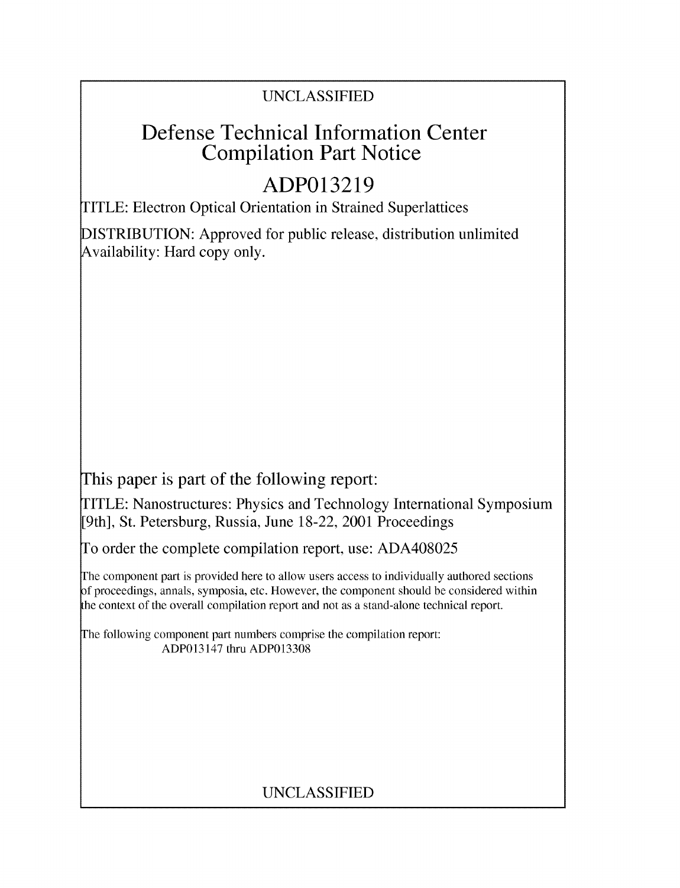UNCLASSIFIED

# Defense Technical Information Center
# Compilation Part Notice

# ADP013219

TITLE: Electron Optical Orientation in Strained Superlattices

DISTRIBUTION: Approved for public release, distribution unlimited
Availability: Hard copy only.

This paper is part of the following report:

TITLE: Nanostructures: Physics and Technology International Symposium [9th], St. Petersburg, Russia, June 18-22, 2001 Proceedings

To order the complete compilation report, use: ADA408025

The component part is provided here to allow users access to individually authored sections of proceedings, annals, symposia, etc. However, the component should be considered within the context of the overall compilation report and not as a stand-alone technical report.

The following component part numbers comprise the compilation report:
ADP013147 thru ADP013308

UNCLASSIFIED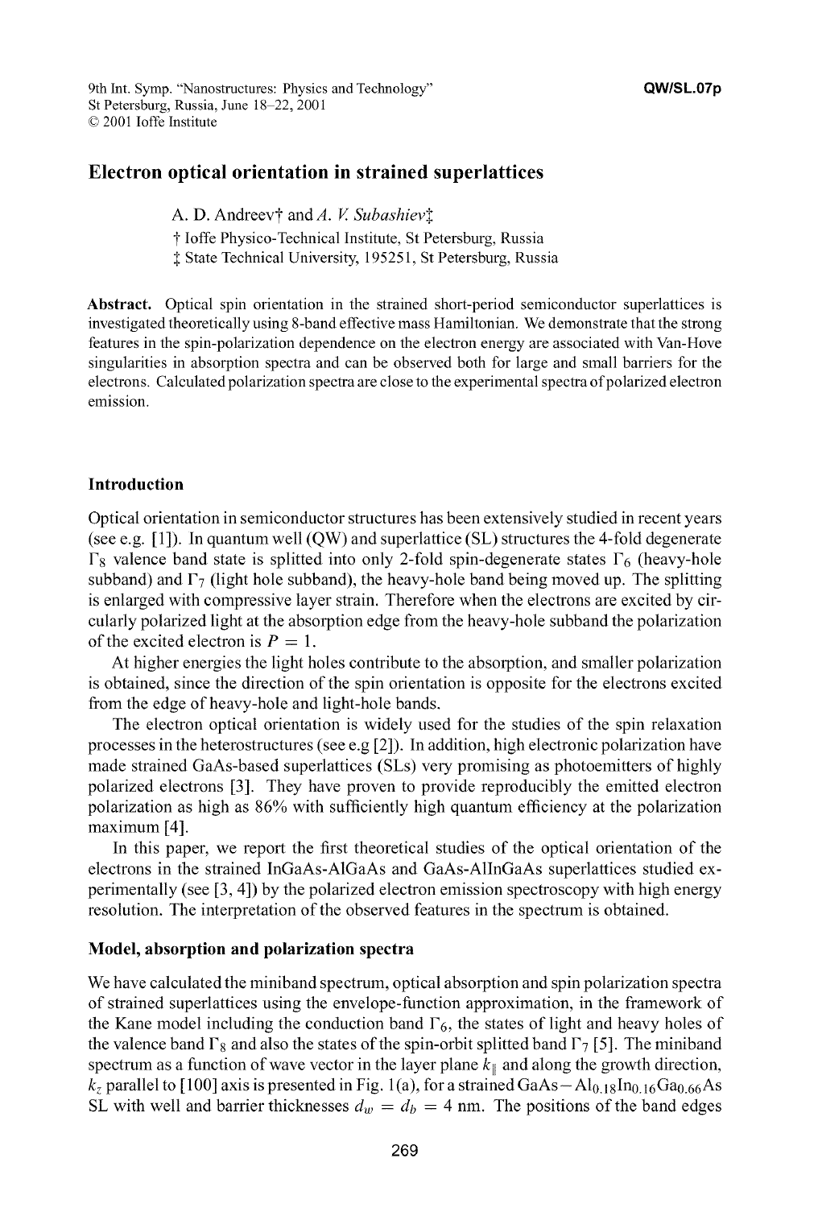9th Int. Symp. "Nanostructures: Physics and Technology"
St Petersburg, Russia, June 18–22, 2001
© 2001 Ioffe Institute

QW/SL.07p

# Electron optical orientation in strained superlattices

A. D. Andreev† and *A. V. Subashiev*‡

† Ioffe Physico-Technical Institute, St Petersburg, Russia
‡ State Technical University, 195251, St Petersburg, Russia

**Abstract.** Optical spin orientation in the strained short-period semiconductor superlattices is investigated theoretically using 8-band effective mass Hamiltonian. We demonstrate that the strong features in the spin-polarization dependence on the electron energy are associated with Van-Hove singularities in absorption spectra and can be observed both for large and small barriers for the electrons. Calculated polarization spectra are close to the experimental spectra of polarized electron emission.

## Introduction

Optical orientation in semiconductor structures has been extensively studied in recent years (see e.g. [1]). In quantum well (QW) and superlattice (SL) structures the 4-fold degenerate $\Gamma_8$ valence band state is splitted into only 2-fold spin-degenerate states $\Gamma_6$ (heavy-hole subband) and $\Gamma_7$ (light hole subband), the heavy-hole band being moved up. The splitting is enlarged with compressive layer strain. Therefore when the electrons are excited by circularly polarized light at the absorption edge from the heavy-hole subband the polarization of the excited electron is $P = 1$.

At higher energies the light holes contribute to the absorption, and smaller polarization is obtained, since the direction of the spin orientation is opposite for the electrons excited from the edge of heavy-hole and light-hole bands.

The electron optical orientation is widely used for the studies of the spin relaxation processes in the heterostructures (see e.g [2]). In addition, high electronic polarization have made strained GaAs-based superlattices (SLs) very promising as photoemitters of highly polarized electrons [3]. They have proven to provide reproducibly the emitted electron polarization as high as 86% with sufficiently high quantum efficiency at the polarization maximum [4].

In this paper, we report the first theoretical studies of the optical orientation of the electrons in the strained InGaAs-AlGaAs and GaAs-AlInGaAs superlattices studied experimentally (see [3, 4]) by the polarized electron emission spectroscopy with high energy resolution. The interpretation of the observed features in the spectrum is obtained.

## Model, absorption and polarization spectra

We have calculated the miniband spectrum, optical absorption and spin polarization spectra of strained superlattices using the envelope-function approximation, in the framework of the Kane model including the conduction band $\Gamma_6$, the states of light and heavy holes of the valence band $\Gamma_8$ and also the states of the spin-orbit splitted band $\Gamma_7$ [5]. The miniband spectrum as a function of wave vector in the layer plane $k_\parallel$ and along the growth direction, $k_z$ parallel to [100] axis is presented in Fig. 1(a), for a strained GaAs$-$Al$_{0.18}$In$_{0.16}$Ga$_{0.66}$As SL with well and barrier thicknesses $d_w = d_b = 4$ nm. The positions of the band edges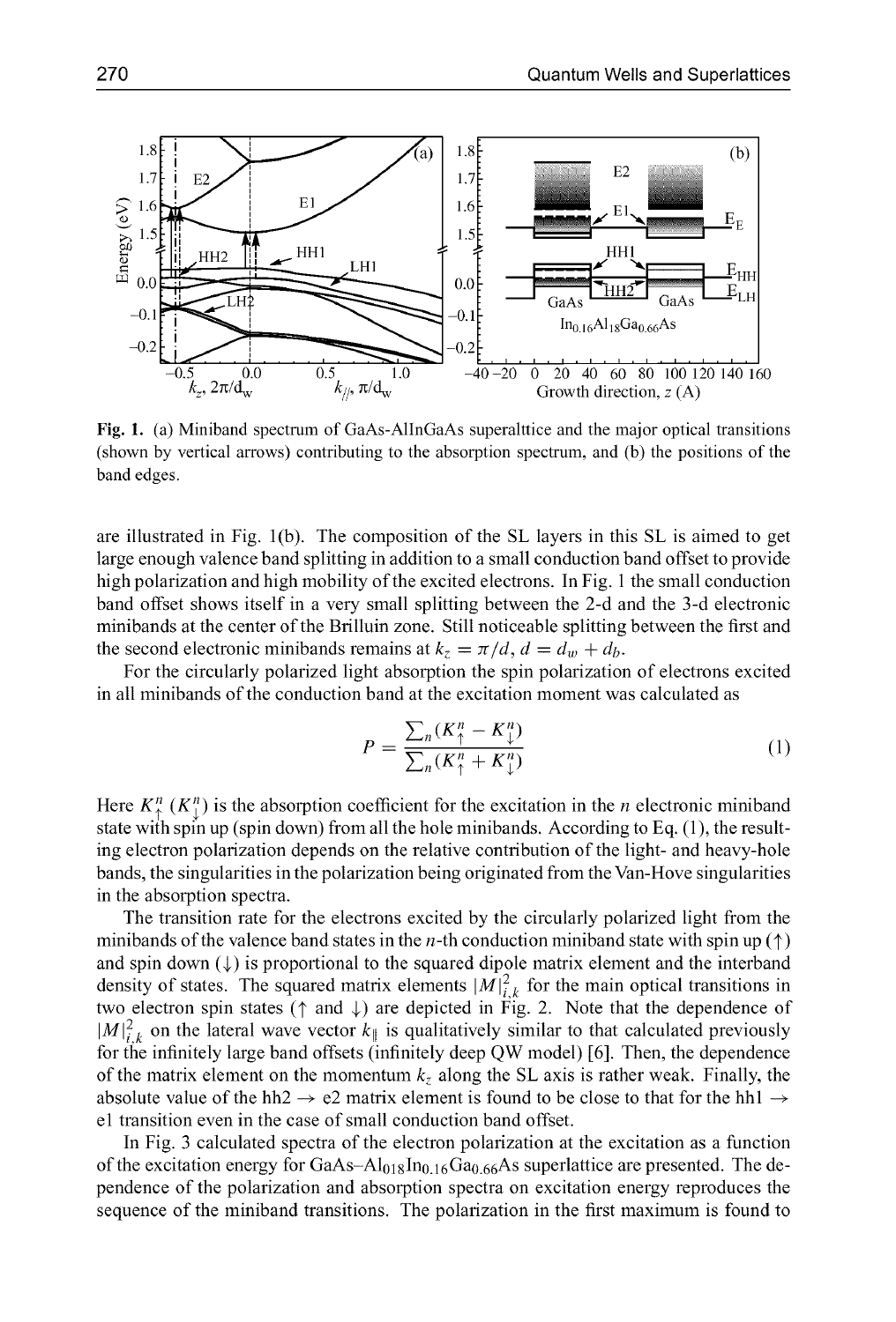Fig. 1. (a) Miniband spectrum of GaAs-AlInGaAs superalttice and the major optical transitions (shown by vertical arrows) contributing to the absorption spectrum, and (b) the positions of the band edges.

are illustrated in Fig. 1(b). The composition of the SL layers in this SL is aimed to get large enough valence band splitting in addition to a small conduction band offset to provide high polarization and high mobility of the excited electrons. In Fig. 1 the small conduction band offset shows itself in a very small splitting between the 2-d and the 3-d electronic minibands at the center of the Brillouin zone. Still noticeable splitting between the first and the second electronic minibands remains at $k_z = \pi/d$, $d = d_w + d_b$.

For the circularly polarized light absorption the spin polarization of electrons excited in all minibands of the conduction band at the excitation moment was calculated as

$$P = \frac{\sum_n (K_\uparrow^n - K_\downarrow^n)}{\sum_n (K_\uparrow^n + K_\downarrow^n)} \tag{1}$$

Here $K_\uparrow^n$ ($K_\downarrow^n$) is the absorption coefficient for the excitation in the $n$ electronic miniband state with spin up (spin down) from all the hole minibands. According to Eq. (1), the resulting electron polarization depends on the relative contribution of the light- and heavy-hole bands, the singularities in the polarization being originated from the Van-Hove singularities in the absorption spectra.

The transition rate for the electrons excited by the circularly polarized light from the minibands of the valence band states in the $n$-th conduction miniband state with spin up ($\uparrow$) and spin down ($\downarrow$) is proportional to the squared dipole matrix element and the interband density of states. The squared matrix elements $|M|_{i,k}^2$ for the main optical transitions in two electron spin states ($\uparrow$ and $\downarrow$) are depicted in Fig. 2. Note that the dependence of $|M|_{i,k}^2$ on the lateral wave vector $k_\parallel$ is qualitatively similar to that calculated previously for the infinitely large band offsets (infinitely deep QW model) [6]. Then, the dependence of the matrix element on the momentum $k_z$ along the SL axis is rather weak. Finally, the absolute value of the hh2 $\rightarrow$ e2 matrix element is found to be close to that for the hh1 $\rightarrow$ e1 transition even in the case of small conduction band offset.

In Fig. 3 calculated spectra of the electron polarization at the excitation as a function of the excitation energy for GaAs–$Al_{018}In_{0.16}Ga_{0.66}As$ superlattice are presented. The dependence of the polarization and absorption spectra on excitation energy reproduces the sequence of the miniband transitions. The polarization in the first maximum is found to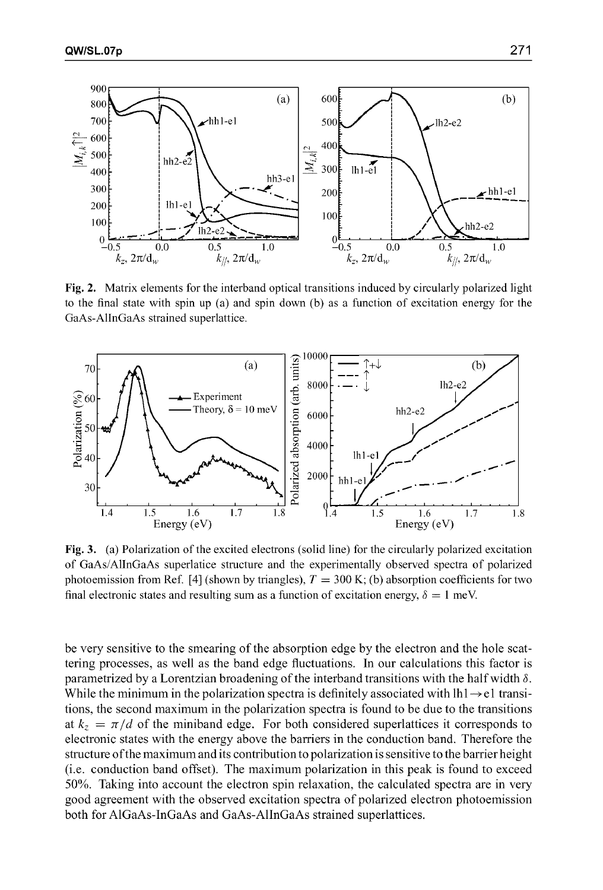**Fig. 2.** Matrix elements for the interband optical transitions induced by circularly polarized light to the final state with spin up (a) and spin down (b) as a function of excitation energy for the GaAs-AlInGaAs strained superlattice.

**Fig. 3.** (a) Polarization of the excited electrons (solid line) for the circularly polarized excitation of GaAs/AlInGaAs superlatice structure and the experimentally observed spectra of polarized photoemission from Ref. [4] (shown by triangles), $T = 300$ K; (b) absorption coefficients for two final electronic states and resulting sum as a function of excitation energy, $\delta = 1$ meV.

be very sensitive to the smearing of the absorption edge by the electron and the hole scattering processes, as well as the band edge fluctuations. In our calculations this factor is parametrized by a Lorentzian broadening of the interband transitions with the half width $\delta$. While the minimum in the polarization spectra is definitely associated with lh1$\rightarrow$e1 transitions, the second maximum in the polarization spectra is found to be due to the transitions at $k_z = \pi/d$ of the miniband edge. For both considered superlattices it corresponds to electronic states with the energy above the barriers in the conduction band. Therefore the structure of the maximum and its contribution to polarization is sensitive to the barrier height (i.e. conduction band offset). The maximum polarization in this peak is found to exceed 50%. Taking into account the electron spin relaxation, the calculated spectra are in very good agreement with the observed excitation spectra of polarized electron photoemission both for AlGaAs-InGaAs and GaAs-AlInGaAs strained superlattices.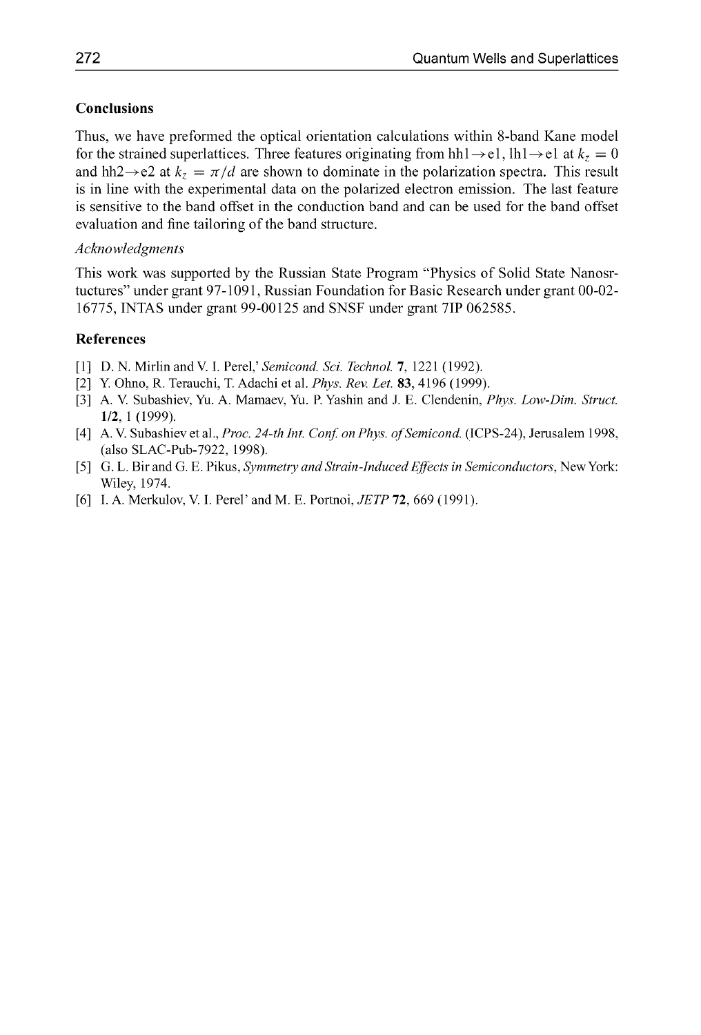### Conclusions

Thus, we have preformed the optical orientation calculations within 8-band Kane model for the strained superlattices. Three features originating from hh1→e1, lh1→e1 at $k_z = 0$ and hh2→e2 at $k_z = \pi/d$ are shown to dominate in the polarization spectra. This result is in line with the experimental data on the polarized electron emission. The last feature is sensitive to the band offset in the conduction band and can be used for the band offset evaluation and fine tailoring of the band structure.

*Acknowledgments*

This work was supported by the Russian State Program "Physics of Solid State Nanosrtuctures" under grant 97-1091, Russian Foundation for Basic Research under grant 00-02-16775, INTAS under grant 99-00125 and SNSF under grant 7IP 062585.

### References

[1] D. N. Mirlin and V. I. Perel,' *Semicond. Sci. Technol.* **7**, 1221 (1992).

[2] Y. Ohno, R. Terauchi, T. Adachi et al. *Phys. Rev. Let.* **83**, 4196 (1999).

[3] A. V. Subashiev, Yu. A. Mamaev, Yu. P. Yashin and J. E. Clendenin, *Phys. Low-Dim. Struct.* **1/2**, 1 (1999).

[4] A. V. Subashiev et al., *Proc. 24-th Int. Conf. on Phys. of Semicond.* (ICPS-24), Jerusalem 1998, (also SLAC-Pub-7922, 1998).

[5] G. L. Bir and G. E. Pikus, *Symmetry and Strain-Induced Effects in Semiconductors*, New York: Wiley, 1974.

[6] I. A. Merkulov, V. I. Perel' and M. E. Portnoi, *JETP* **72**, 669 (1991).